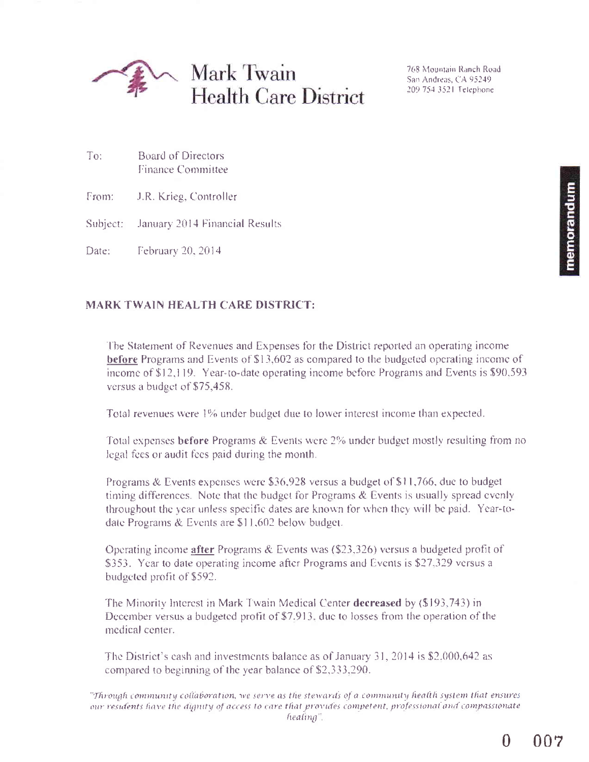# Mark Twain Health Care District

768 Mountain Ranch Road
San Andreas, CA 95249
209 754 3521 Telephone

memorandum

To: Board of Directors
Finance Committee

From: J.R. Krieg, Controller

Subject: January 2014 Financial Results

Date: February 20, 2014

## MARK TWAIN HEALTH CARE DISTRICT:

The Statement of Revenues and Expenses for the District reported an operating income **before** Programs and Events of $13,602 as compared to the budgeted operating income of $12,119. Year-to-date operating income before Programs and Events is $90,593 versus a budget of $75,458.

Total revenues were 1% under budget due to lower interest income than expected.

Total expenses **before** Programs & Events were 2% under budget mostly resulting from no legal fees or audit fees paid during the month.

Programs & Events expenses were $36,928 versus a budget of $11,766, due to budget timing differences. Note that the budget for Programs & Events is usually spread evenly throughout the year unless specific dates are known for when they will be paid. Year-to-date Programs & Events are $11,602 below budget.

Operating income **after** Programs & Events was ($23,326) versus a budgeted profit of $353. Year to date operating income after Programs and Events is $27,329 versus a budgeted profit of $592.

The Minority Interest in Mark Twain Medical Center **decreased** by ($193,743) in December versus a budgeted profit of $7,913, due to losses from the operation of the medical center.

The District's cash and investments balance as of January 31, 2014 is $2,000,642 as compared to beginning of the year balance of $2,333,290.

*"Through community collaboration, we serve as the stewards of a community health system that ensures our residents have the dignity of access to care that provides competent, professional and compassionate healing".*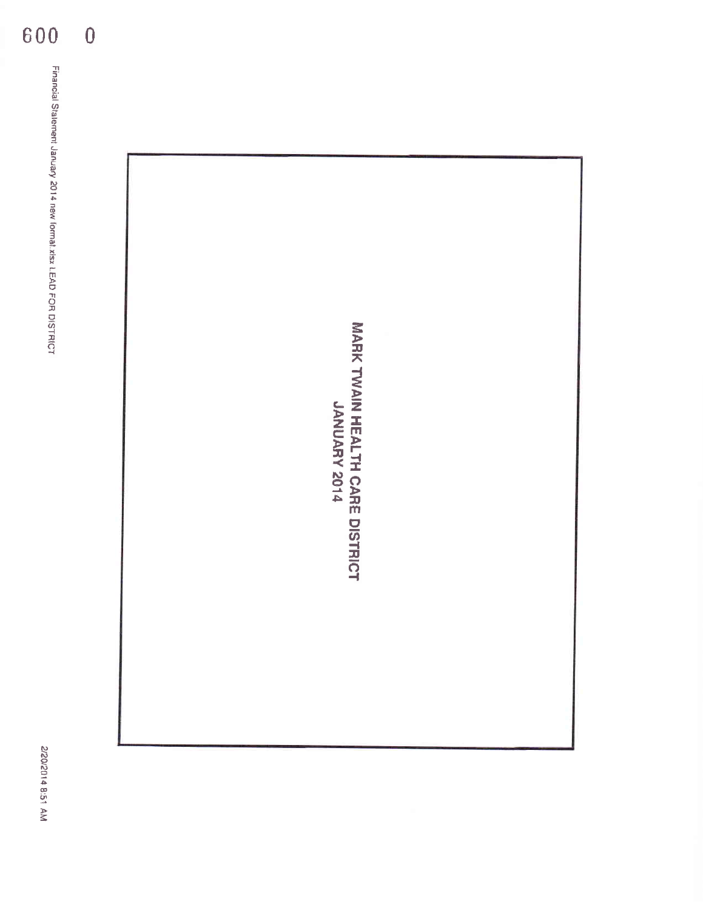# MARK TWAIN HEALTH CARE DISTRICT
## JANUARY 2014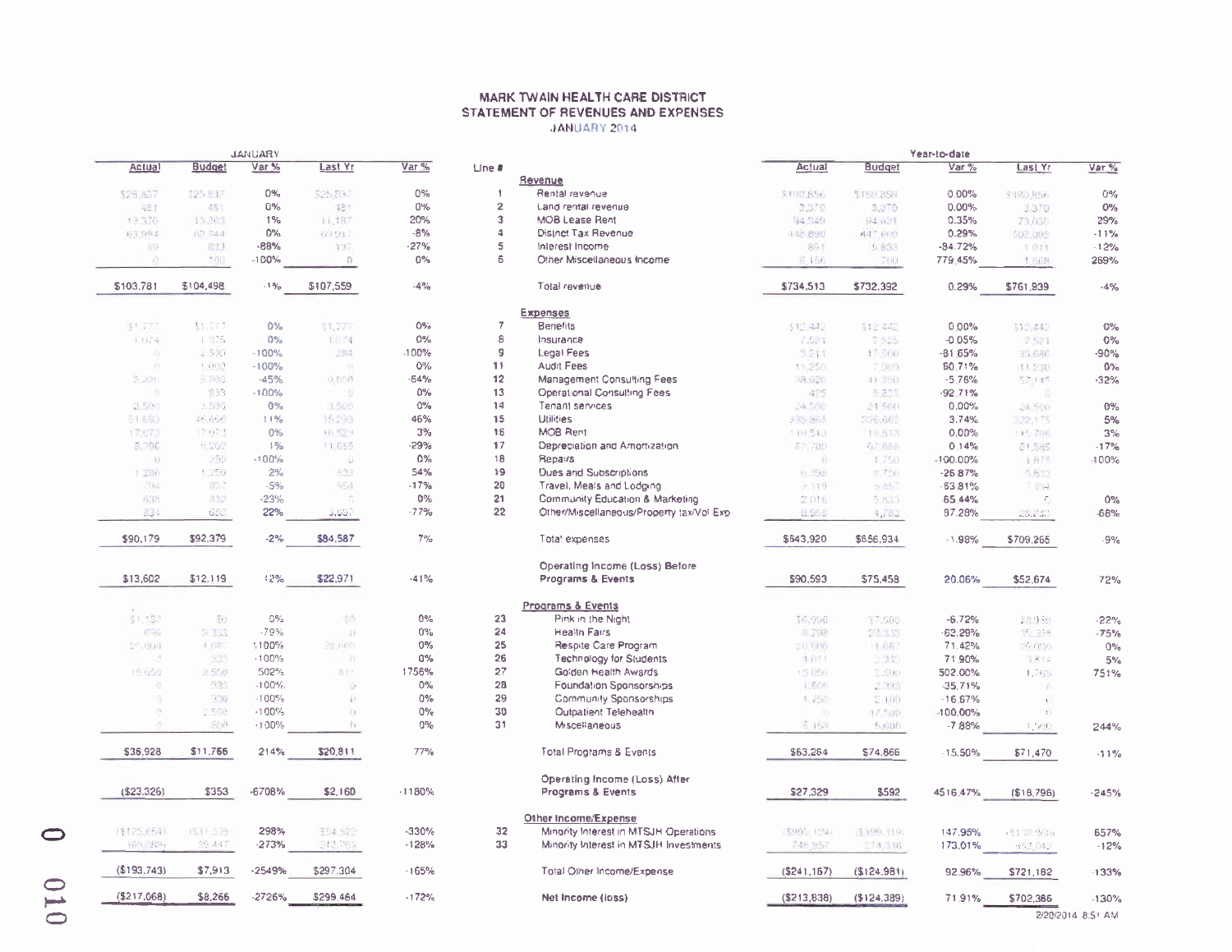# MARK TWAIN HEALTH CARE DISTRICT
## STATEMENT OF REVENUES AND EXPENSES
### JANUARY 2014

| JANUARY Actual | JANUARY Budget | JANUARY Var % | JANUARY Last Yr | JANUARY Var % | Line # | | Year-to-date Actual | Year-to-date Budget | Year-to-date Var % | Year-to-date Last Yr | Year-to-date Var % |
|---|---|---|---|---|---|---|---|---|---|---|---|
| | | | | | | **Revenue** | | | | | |
| $25,837 | $25,837 | 0% | $25,837 | 0% | 1 | Rental revenue | $180,856 | $180,859 | 0.00% | $180,856 | 0% |
| 481 | 481 | 0% | 481 | 0% | 2 | Land rental revenue | 3,370 | 3,370 | 0.00% | 3,370 | 0% |
| 13,376 | 13,203 | 1% | 11,187 | 20% | 3 | MOB Lease Rent | 94,340 | 94,021 | 0.35% | 73,030 | 29% |
| 63,994 | 63,844 | 0% | 69,917 | -8% | 4 | District Tax Revenue | 448,890 | 447,600 | 0.29% | 502,005 | -11% |
| 89 | 833 | -88% | 137 | -27% | 5 | Interest Income | 891 | 5,833 | -84.72% | 1,011 | -12% |
| 0 | 100 | -100% | 0 | 0% | 6 | Other Miscellaneous Income | 6,156 | 700 | 779.45% | 1,668 | 269% |
| $103,781 | $104,498 | -1% | $107,559 | -4% | | Total revenue | $734,513 | $732,392 | 0.29% | $761,939 | -4% |
| | | | | | | **Expenses** | | | | | |
| $1,777 | $1,777 | 0% | $1,777 | 0% | 7 | Benefits | $12,442 | $12,442 | 0.00% | $12,442 | 0% |
| 1,074 | 1,075 | 0% | 1,074 | 0% | 8 | Insurance | 7,521 | 7,525 | -0.05% | 7,521 | 0% |
| 0 | 2,500 | -100% | 284 | -100% | 9 | Legal Fees | 3,211 | 17,500 | -81.65% | 33,680 | -90% |
| 0 | 1,000 | -100% | 0 | 0% | 11 | Audit Fees | 11,250 | 7,000 | 60.71% | 11,250 | 0% |
| 3,290 | 6,000 | -45% | 9,000 | -64% | 12 | Management Consulting Fees | 38,620 | 41,000 | -5.76% | 57,145 | -32% |
| 0 | 833 | -100% | 0 | 0% | 13 | Operational Consulting Fees | 425 | 5,833 | -92.71% | 0 | |
| 3,500 | 3,500 | 0% | 3,500 | 0% | 14 | Tenant services | 24,500 | 24,500 | 0.00% | 24,500 | 0% |
| 51,880 | 46,658 | 11% | 35,293 | 46% | 15 | Utilities | 338,865 | 326,602 | 3.74% | 322,175 | 5% |
| 17,073 | 17,073 | 0% | 16,529 | 3% | 16 | MOB Rent | 119,513 | 119,513 | 0.00% | 115,706 | 3% |
| 8,290 | 8,202 | 1% | 11,655 | -29% | 17 | Depreciation and Amortization | 57,780 | 57,699 | 0.14% | 61,545 | -17% |
| 0 | 250 | -100% | 0 | 0% | 18 | Repairs | 0 | 1,750 | -100.00% | 1,875 | -100% |
| 1,280 | 1,250 | 2% | 833 | 54% | 19 | Dues and Subscriptions | 6,398 | 8,750 | -26.87% | 5,833 | |
| 794 | 837 | -5% | 954 | -17% | 20 | Travel, Meals and Lodging | 2,119 | 5,857 | -63.81% | 7,994 | |
| 635 | 832 | -23% | 0 | 0% | 21 | Community Education & Marketing | 2,016 | 5,833 | -65.44% | 0 | 0% |
| 834 | 683 | 22% | 3,697 | -77% | 22 | Other/Miscellaneous/Property tax/Vol Exp | 8,958 | 4,783 | 87.28% | 28,033 | -68% |
| $90,179 | $92,379 | -2% | $84,587 | 7% | | Total expenses | $643,920 | $656,934 | -1.98% | $709,265 | -9% |
| $13,602 | $12,119 | 12% | $22,971 | -41% | | Operating Income (Loss) Before Programs & Events | $90,593 | $75,458 | 20.06% | $52,674 | 72% |
| | | | | | | **Programs & Events** | | | | | |
| $1,132 | $0 | 0% | $0 | 0% | 23 | Pink in the Night | 16,966 | 17,500 | -6.72% | 20,938 | -22% |
| 696 | 3,333 | -79% | 0 | 0% | 24 | Health Fairs | 8,798 | 23,333 | -62.29% | 35,319 | -75% |
| 25,000 | 1,667 | 1100% | 20,000 | 0% | 25 | Respite Care Program | 20,000 | 11,667 | 71.42% | 20,000 | 0% |
| 0 | 333 | -100% | 0 | 0% | 26 | Technology for Students | 4,011 | 2,333 | 71.90% | 3,834 | 5% |
| 15,050 | 2,500 | 502% | 811 | 1756% | 27 | Golden Health Awards | 15,050 | 2,500 | 502.00% | 1,768 | 751% |
| 0 | 333 | -100% | 0 | 0% | 28 | Foundation Sponsorships | 1,500 | 2,333 | -35.71% | 0 | |
| 0 | 300 | -100% | 0 | 0% | 29 | Community Sponsorships | 1,750 | 2,100 | -16.67% | 0 | |
| 0 | 2,500 | -100% | 0 | 0% | 30 | Outpatient Telehealth | 0 | 17,500 | -100.00% | 0 | |
| 0 | 800 | -100% | 0 | 0% | 31 | Miscellaneous | 5,159 | 5,600 | -7.88% | 1,500 | 244% |
| $36,928 | $11,766 | 214% | $20,811 | 77% | | Total Programs & Events | $63,264 | $74,866 | -15.50% | $71,470 | -11% |
| ($23,326) | $353 | -6708% | $2,160 | -1180% | | Operating Income (Loss) After Programs & Events | $27,329 | $592 | 4516.47% | ($18,796) | -245% |
| | | | | | | **Other Income/Expense** | | | | | |
| ($125,654) | ($31,535) | 298% | $54,522 | -330% | 32 | Minority Interest in MTSJH Operations | ($990,124) | ($399,319) | 147.95% | ($130,860) | 657% |
| (68,089) | 39,447 | -273% | 242,782 | -128% | 33 | Minority Interest in MTSJH Investments | 748,957 | 274,338 | 173.01% | 852,042 | -12% |
| ($193,743) | $7,913 | -2549% | $297,304 | -165% | | Total Other Income/Expense | ($241,167) | ($124,981) | 92.96% | $721,182 | -133% |
| ($217,068) | $8,266 | -2726% | $299,464 | -172% | | Net Income (loss) | ($213,838) | ($124,389) | 71.91% | $702,386 | -130% |

2/20/2014 8:51 AM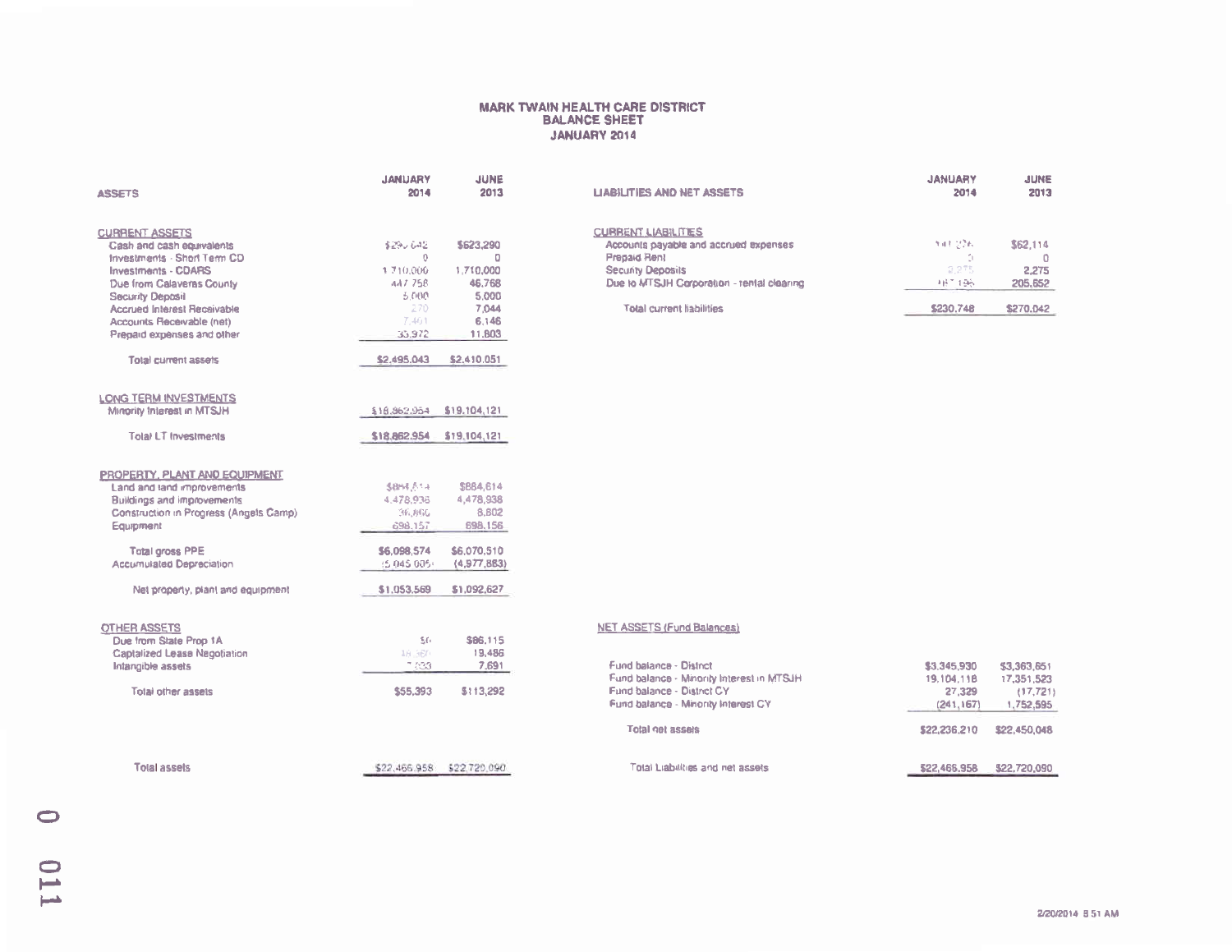# MARK TWAIN HEALTH CARE DISTRICT
## BALANCE SHEET
### JANUARY 2014

| ASSETS | JANUARY 2014 | JUNE 2013 |
|---|---|---|
| **CURRENT ASSETS** | | |
| Cash and cash equivalents | $290,642 | $623,290 |
| Investments - Short Term CD | 0 | 0 |
| Investments - CDARS | 1,710,000 | 1,710,000 |
| Due from Calaveras County | 447,758 | 46,768 |
| Security Deposit | 5,000 | 5,000 |
| Accrued Interest Receivable | 270 | 7,044 |
| Accounts Receivable (net) | 7,401 | 6,146 |
| Prepaid expenses and other | 33,972 | 11,803 |
| Total current assets | $2,495,043 | $2,410,051 |
| **LONG TERM INVESTMENTS** | | |
| Minority Interest in MTSJH | $18,862,954 | $19,104,121 |
| Total LT Investments | $18,862,954 | $19,104,121 |
| **PROPERTY, PLANT AND EQUIPMENT** | | |
| Land and land improvements | $884,614 | $884,614 |
| Buildings and improvements | 4,478,938 | 4,478,938 |
| Construction in Progress (Angels Camp) | 36,865 | 8,802 |
| Equipment | 698,157 | 698,156 |
| Total gross PPE | $6,098,574 | $6,070,510 |
| Accumulated Depreciation | (5,045,005) | (4,977,883) |
| Net property, plant and equipment | $1,053,569 | $1,092,627 |
| **OTHER ASSETS** | | |
| Due from State Prop 1A | $0 | $86,115 |
| Capitalized Lease Negotiation | 48,360 | 19,486 |
| Intangible assets | 7,033 | 7,691 |
| Total other assets | $55,393 | $113,292 |
| Total assets | $22,466,958 | $22,720,090 |

| LIABILITIES AND NET ASSETS | JANUARY 2014 | JUNE 2013 |
|---|---|---|
| **CURRENT LIABILITIES** | | |
| Accounts payable and accrued expenses | 141,277 | $62,114 |
| Prepaid Rent | 0 | 0 |
| Security Deposits | 2,275 | 2,275 |
| Due to MTSJH Corporation - rental clearing | 87,196 | 205,652 |
| Total current liabilities | $230,748 | $270,042 |
| **NET ASSETS (Fund Balances)** | | |
| Fund balance - District | $3,345,930 | $3,363,651 |
| Fund balance - Minority Interest in MTSJH | 19,104,118 | 17,351,523 |
| Fund balance - District CY | 27,329 | (17,721) |
| Fund balance - Minority Interest CY | (241,167) | 1,752,595 |
| Total net assets | $22,236,210 | $22,450,048 |
| Total Liabilities and net assets | $22,466,958 | $22,720,090 |